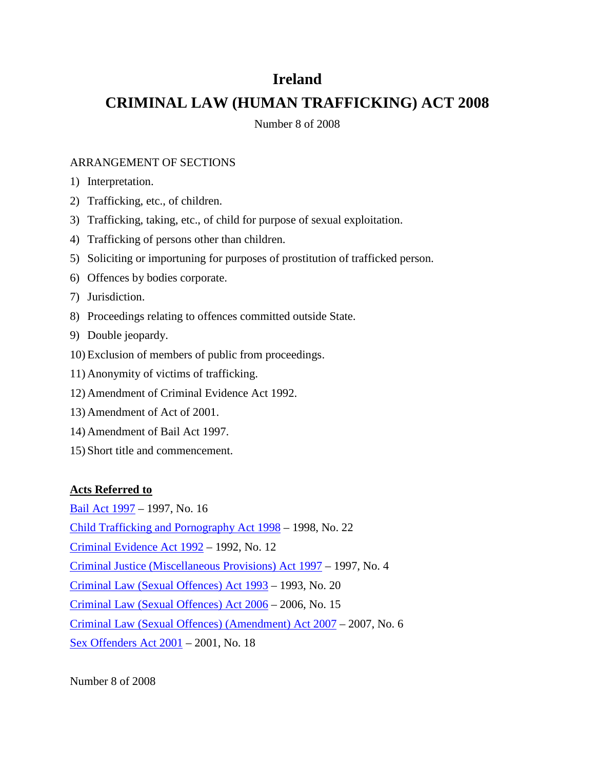# Ireland

# CRIMINAL LAW (HUMAN TRAFFICKING) ACT 2008

Number 8 of 2008

ARRANGEMENT OF SECTIONS

1) Interpretation.
2) Trafficking, etc., of children.
3) Trafficking, taking, etc., of child for purpose of sexual exploitation.
4) Trafficking of persons other than children.
5) Soliciting or importuning for purposes of prostitution of trafficked person.
6) Offences by bodies corporate.
7) Jurisdiction.
8) Proceedings relating to offences committed outside State.
9) Double jeopardy.
10) Exclusion of members of public from proceedings.
11) Anonymity of victims of trafficking.
12) Amendment of Criminal Evidence Act 1992.
13) Amendment of Act of 2001.
14) Amendment of Bail Act 1997.
15) Short title and commencement.

**Acts Referred to**

Bail Act 1997 – 1997, No. 16

Child Trafficking and Pornography Act 1998 – 1998, No. 22

Criminal Evidence Act 1992 – 1992, No. 12

Criminal Justice (Miscellaneous Provisions) Act 1997 – 1997, No. 4

Criminal Law (Sexual Offences) Act 1993 – 1993, No. 20

Criminal Law (Sexual Offences) Act 2006 – 2006, No. 15

Criminal Law (Sexual Offences) (Amendment) Act 2007 – 2007, No. 6

Sex Offenders Act 2001 – 2001, No. 18

Number 8 of 2008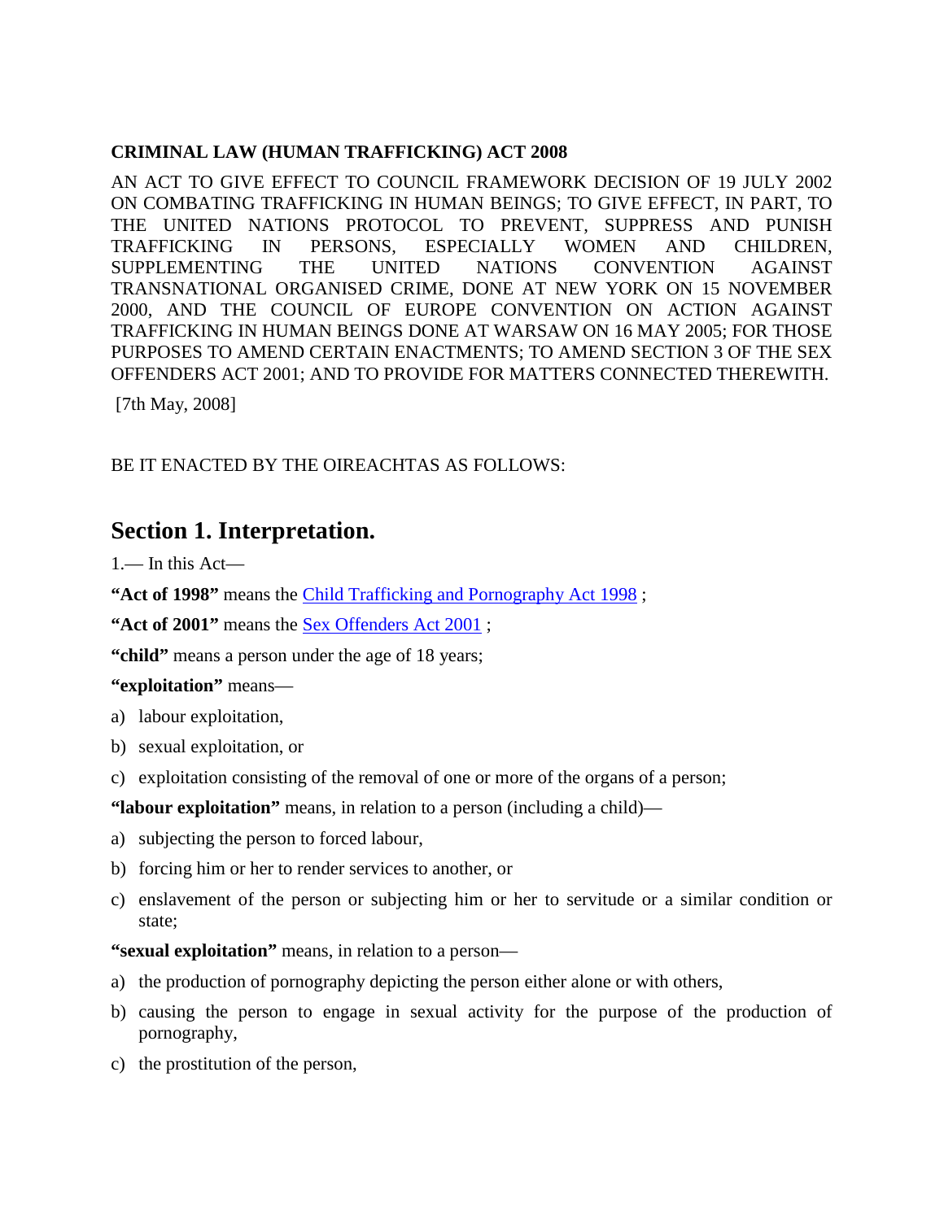**CRIMINAL LAW (HUMAN TRAFFICKING) ACT 2008**

AN ACT TO GIVE EFFECT TO COUNCIL FRAMEWORK DECISION OF 19 JULY 2002 ON COMBATING TRAFFICKING IN HUMAN BEINGS; TO GIVE EFFECT, IN PART, TO THE UNITED NATIONS PROTOCOL TO PREVENT, SUPPRESS AND PUNISH TRAFFICKING IN PERSONS, ESPECIALLY WOMEN AND CHILDREN, SUPPLEMENTING THE UNITED NATIONS CONVENTION AGAINST TRANSNATIONAL ORGANISED CRIME, DONE AT NEW YORK ON 15 NOVEMBER 2000, AND THE COUNCIL OF EUROPE CONVENTION ON ACTION AGAINST TRAFFICKING IN HUMAN BEINGS DONE AT WARSAW ON 16 MAY 2005; FOR THOSE PURPOSES TO AMEND CERTAIN ENACTMENTS; TO AMEND SECTION 3 OF THE SEX OFFENDERS ACT 2001; AND TO PROVIDE FOR MATTERS CONNECTED THEREWITH.

[7th May, 2008]

BE IT ENACTED BY THE OIREACHTAS AS FOLLOWS:

## Section 1. Interpretation.

1.— In this Act—

**"Act of 1998"** means the Child Trafficking and Pornography Act 1998 ;

**"Act of 2001"** means the Sex Offenders Act 2001 ;

**"child"** means a person under the age of 18 years;

**"exploitation"** means—

a) labour exploitation,
b) sexual exploitation, or
c) exploitation consisting of the removal of one or more of the organs of a person;

**"labour exploitation"** means, in relation to a person (including a child)—

a) subjecting the person to forced labour,
b) forcing him or her to render services to another, or
c) enslavement of the person or subjecting him or her to servitude or a similar condition or state;

**"sexual exploitation"** means, in relation to a person—

a) the production of pornography depicting the person either alone or with others,
b) causing the person to engage in sexual activity for the purpose of the production of pornography,
c) the prostitution of the person,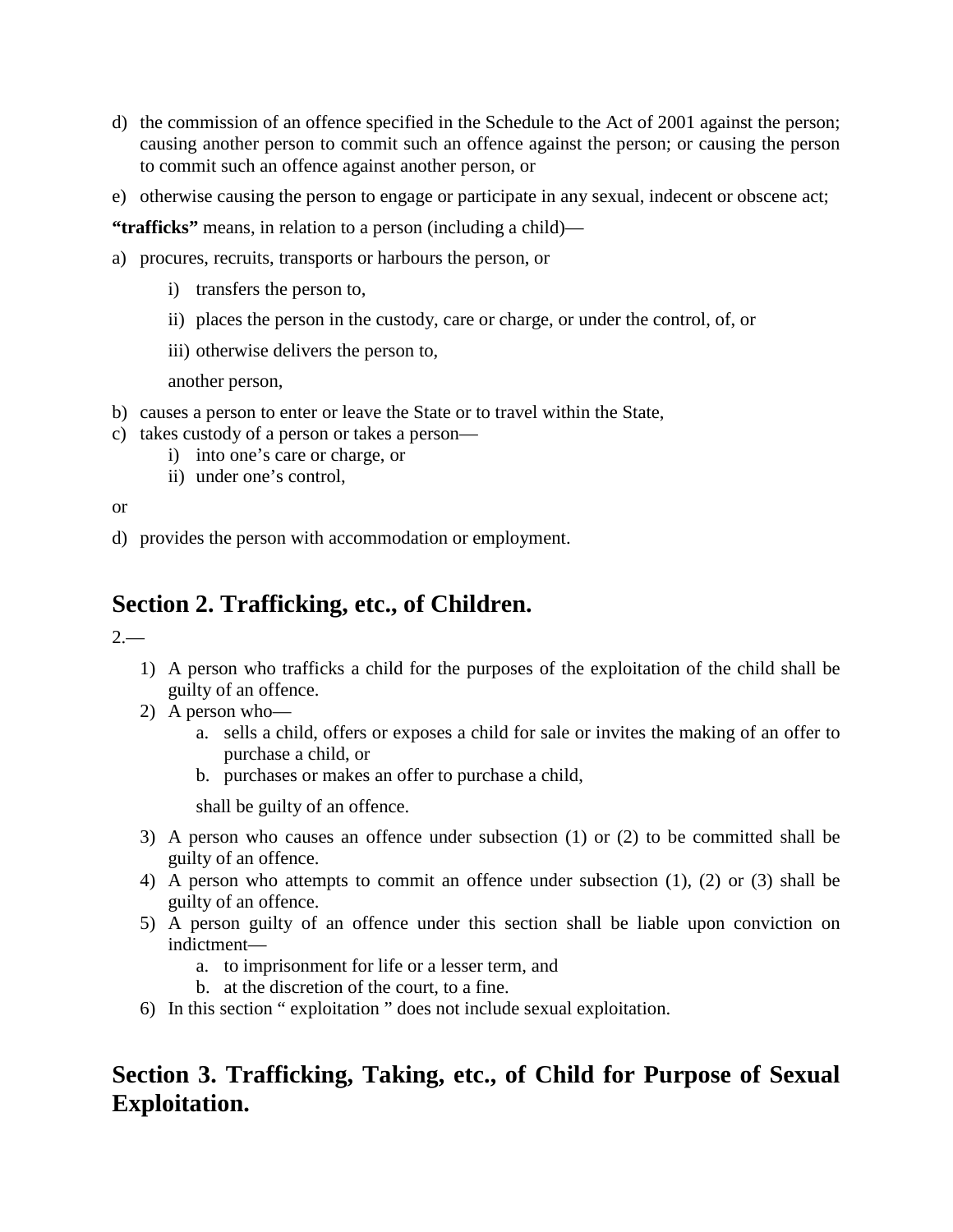d) the commission of an offence specified in the Schedule to the Act of 2001 against the person; causing another person to commit such an offence against the person; or causing the person to commit such an offence against another person, or

e) otherwise causing the person to engage or participate in any sexual, indecent or obscene act;

**"trafficks"** means, in relation to a person (including a child)—

a) procures, recruits, transports or harbours the person, or

    i) transfers the person to,

    ii) places the person in the custody, care or charge, or under the control, of, or

    iii) otherwise delivers the person to,

    another person,

b) causes a person to enter or leave the State or to travel within the State,

c) takes custody of a person or takes a person—

    i) into one's care or charge, or

    ii) under one's control,

or

d) provides the person with accommodation or employment.

## Section 2. Trafficking, etc., of Children.

2.—

1) A person who trafficks a child for the purposes of the exploitation of the child shall be guilty of an offence.
2) A person who—
    a. sells a child, offers or exposes a child for sale or invites the making of an offer to purchase a child, or
    b. purchases or makes an offer to purchase a child,

    shall be guilty of an offence.
3) A person who causes an offence under subsection (1) or (2) to be committed shall be guilty of an offence.
4) A person who attempts to commit an offence under subsection (1), (2) or (3) shall be guilty of an offence.
5) A person guilty of an offence under this section shall be liable upon conviction on indictment—
    a. to imprisonment for life or a lesser term, and
    b. at the discretion of the court, to a fine.
6) In this section " exploitation " does not include sexual exploitation.

## Section 3. Trafficking, Taking, etc., of Child for Purpose of Sexual Exploitation.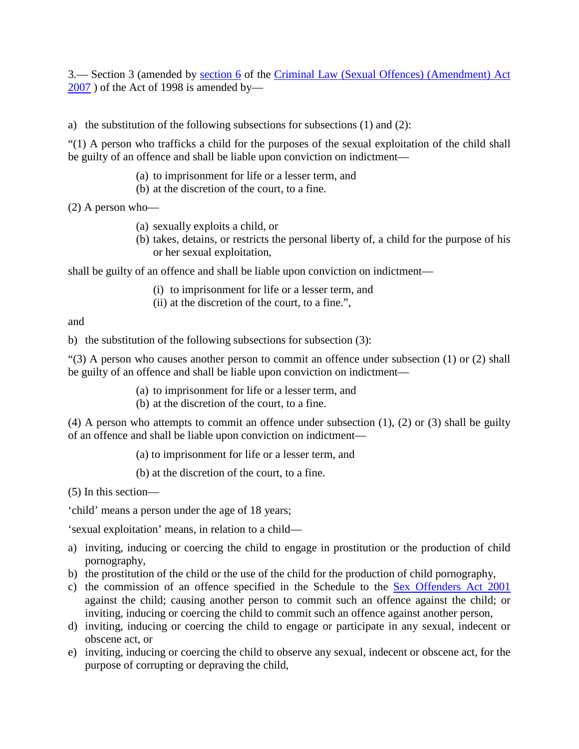3.— Section 3 (amended by [section 6](#) of the [Criminal Law (Sexual Offences) (Amendment) Act 2007](#) ) of the Act of 1998 is amended by—

a) the substitution of the following subsections for subsections (1) and (2):

"(1) A person who trafficks a child for the purposes of the sexual exploitation of the child shall be guilty of an offence and shall be liable upon conviction on indictment—

> (a) to imprisonment for life or a lesser term, and
> (b) at the discretion of the court, to a fine.

(2) A person who—

> (a) sexually exploits a child, or
> (b) takes, detains, or restricts the personal liberty of, a child for the purpose of his or her sexual exploitation,

shall be guilty of an offence and shall be liable upon conviction on indictment—

> (i) to imprisonment for life or a lesser term, and
> (ii) at the discretion of the court, to a fine.",

and

b) the substitution of the following subsections for subsection (3):

"(3) A person who causes another person to commit an offence under subsection (1) or (2) shall be guilty of an offence and shall be liable upon conviction on indictment—

> (a) to imprisonment for life or a lesser term, and
> (b) at the discretion of the court, to a fine.

(4) A person who attempts to commit an offence under subsection (1), (2) or (3) shall be guilty of an offence and shall be liable upon conviction on indictment—

> (a) to imprisonment for life or a lesser term, and
>
> (b) at the discretion of the court, to a fine.

(5) In this section—

'child' means a person under the age of 18 years;

'sexual exploitation' means, in relation to a child—

a) inviting, inducing or coercing the child to engage in prostitution or the production of child pornography,
b) the prostitution of the child or the use of the child for the production of child pornography,
c) the commission of an offence specified in the Schedule to the [Sex Offenders Act 2001](#) against the child; causing another person to commit such an offence against the child; or inviting, inducing or coercing the child to commit such an offence against another person,
d) inviting, inducing or coercing the child to engage or participate in any sexual, indecent or obscene act, or
e) inviting, inducing or coercing the child to observe any sexual, indecent or obscene act, for the purpose of corrupting or depraving the child,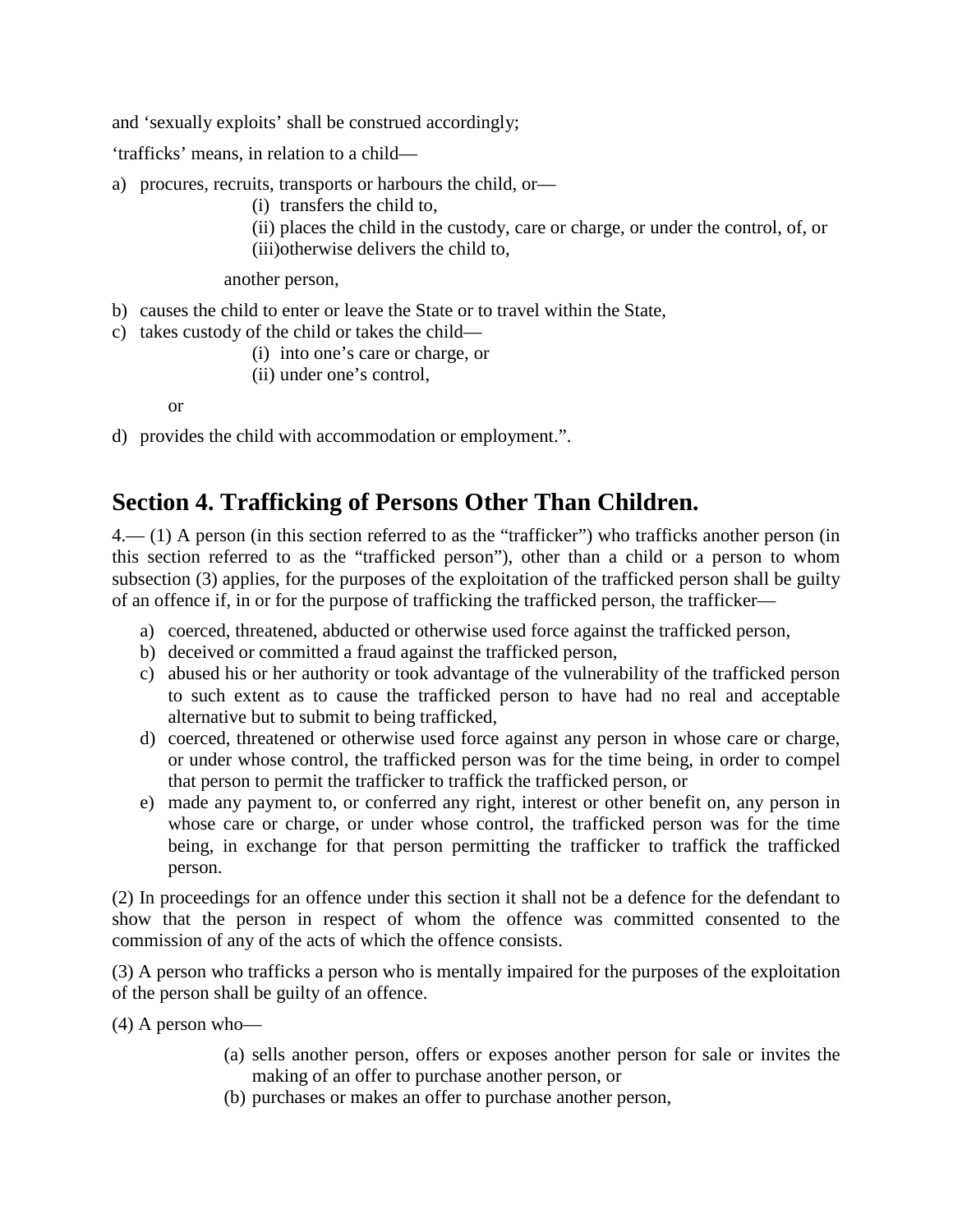and 'sexually exploits' shall be construed accordingly;

'trafficks' means, in relation to a child—

a) procures, recruits, transports or harbours the child, or—
   - (i) transfers the child to,
   - (ii) places the child in the custody, care or charge, or under the control, of, or
   - (iii)otherwise delivers the child to,

   another person,

b) causes the child to enter or leave the State or to travel within the State,
c) takes custody of the child or takes the child—
   - (i) into one's care or charge, or
   - (ii) under one's control,

   or

d) provides the child with accommodation or employment.".

## Section 4. Trafficking of Persons Other Than Children.

4.— (1) A person (in this section referred to as the "trafficker") who trafficks another person (in this section referred to as the "trafficked person"), other than a child or a person to whom subsection (3) applies, for the purposes of the exploitation of the trafficked person shall be guilty of an offence if, in or for the purpose of trafficking the trafficked person, the trafficker—

a) coerced, threatened, abducted or otherwise used force against the trafficked person,
b) deceived or committed a fraud against the trafficked person,
c) abused his or her authority or took advantage of the vulnerability of the trafficked person to such extent as to cause the trafficked person to have had no real and acceptable alternative but to submit to being trafficked,
d) coerced, threatened or otherwise used force against any person in whose care or charge, or under whose control, the trafficked person was for the time being, in order to compel that person to permit the trafficker to traffick the trafficked person, or
e) made any payment to, or conferred any right, interest or other benefit on, any person in whose care or charge, or under whose control, the trafficked person was for the time being, in exchange for that person permitting the trafficker to traffick the trafficked person.

(2) In proceedings for an offence under this section it shall not be a defence for the defendant to show that the person in respect of whom the offence was committed consented to the commission of any of the acts of which the offence consists.

(3) A person who trafficks a person who is mentally impaired for the purposes of the exploitation of the person shall be guilty of an offence.

(4) A person who—

(a) sells another person, offers or exposes another person for sale or invites the making of an offer to purchase another person, or
(b) purchases or makes an offer to purchase another person,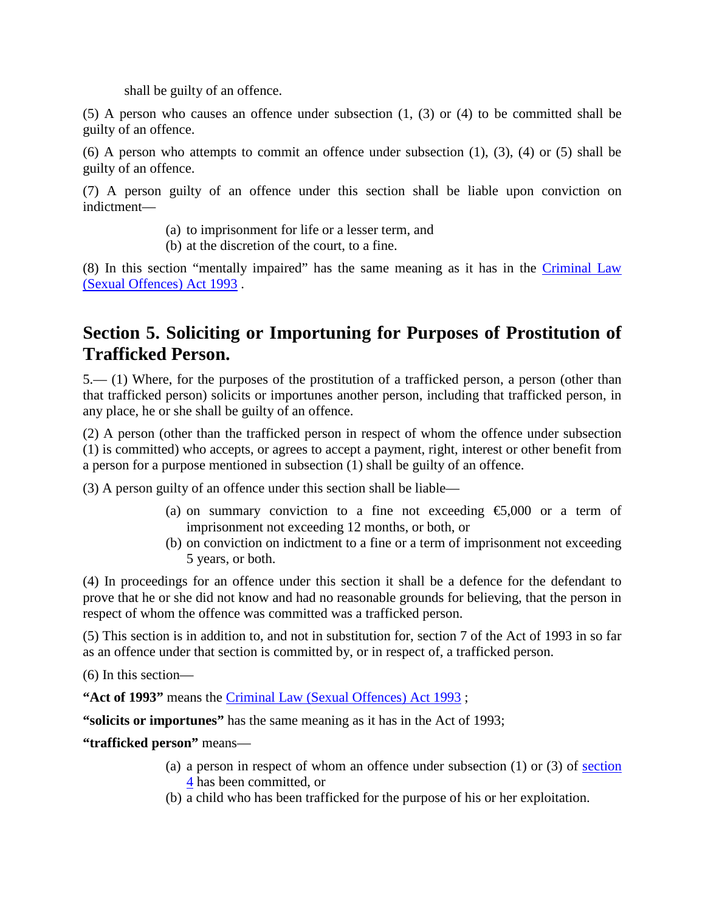shall be guilty of an offence.

(5) A person who causes an offence under subsection (1, (3) or (4) to be committed shall be guilty of an offence.

(6) A person who attempts to commit an offence under subsection (1), (3), (4) or (5) shall be guilty of an offence.

(7) A person guilty of an offence under this section shall be liable upon conviction on indictment—

- (a) to imprisonment for life or a lesser term, and
- (b) at the discretion of the court, to a fine.

(8) In this section "mentally impaired" has the same meaning as it has in the [Criminal Law (Sexual Offences) Act 1993](#) .

## Section 5. Soliciting or Importuning for Purposes of Prostitution of Trafficked Person.

5.— (1) Where, for the purposes of the prostitution of a trafficked person, a person (other than that trafficked person) solicits or importunes another person, including that trafficked person, in any place, he or she shall be guilty of an offence.

(2) A person (other than the trafficked person in respect of whom the offence under subsection (1) is committed) who accepts, or agrees to accept a payment, right, interest or other benefit from a person for a purpose mentioned in subsection (1) shall be guilty of an offence.

(3) A person guilty of an offence under this section shall be liable—

- (a) on summary conviction to a fine not exceeding €5,000 or a term of imprisonment not exceeding 12 months, or both, or
- (b) on conviction on indictment to a fine or a term of imprisonment not exceeding 5 years, or both.

(4) In proceedings for an offence under this section it shall be a defence for the defendant to prove that he or she did not know and had no reasonable grounds for believing, that the person in respect of whom the offence was committed was a trafficked person.

(5) This section is in addition to, and not in substitution for, section 7 of the Act of 1993 in so far as an offence under that section is committed by, or in respect of, a trafficked person.

(6) In this section—

**"Act of 1993"** means the [Criminal Law (Sexual Offences) Act 1993](#) ;

**"solicits or importunes"** has the same meaning as it has in the Act of 1993;

**"trafficked person"** means—

- (a) a person in respect of whom an offence under subsection (1) or (3) of [section 4](#) has been committed, or
- (b) a child who has been trafficked for the purpose of his or her exploitation.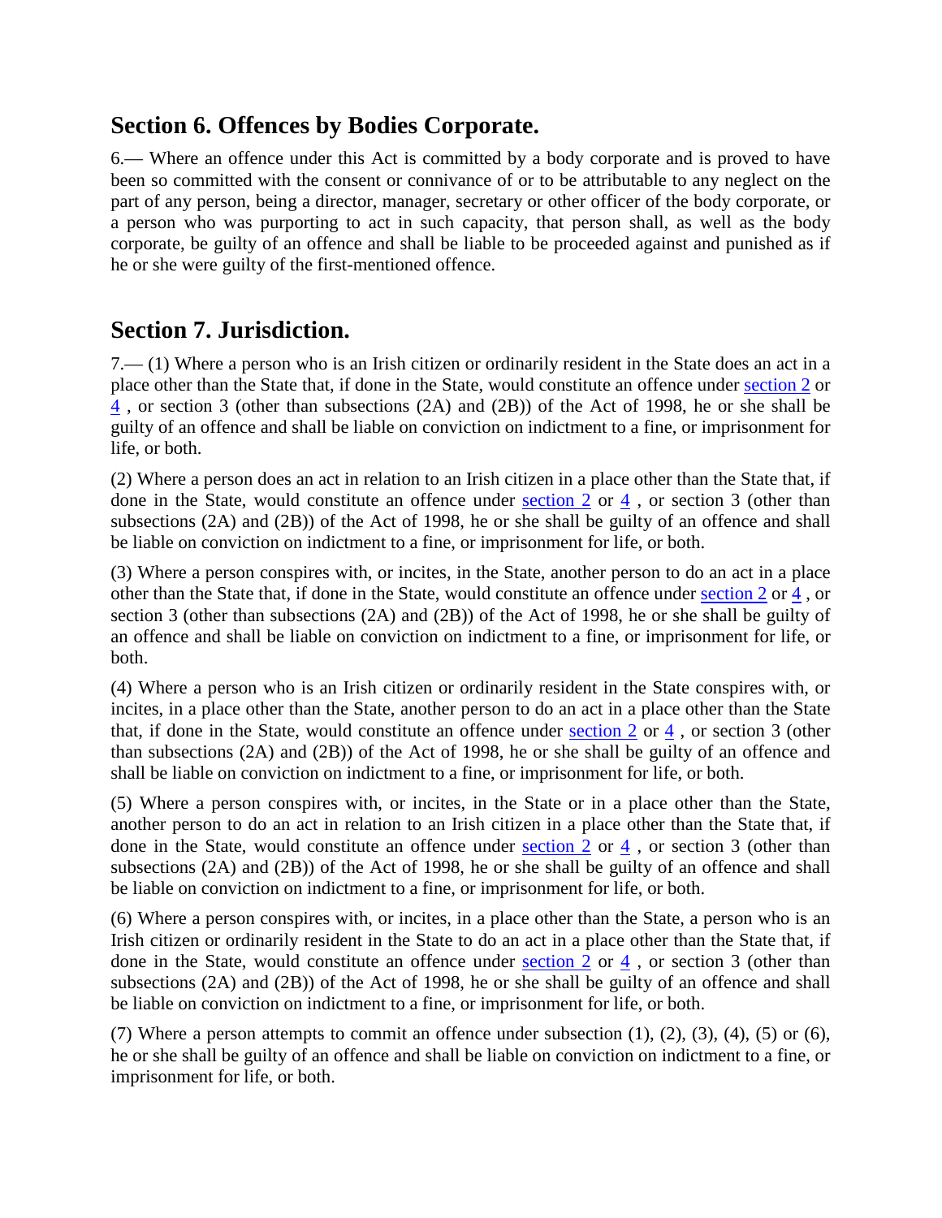## Section 6. Offences by Bodies Corporate.

6.— Where an offence under this Act is committed by a body corporate and is proved to have been so committed with the consent or connivance of or to be attributable to any neglect on the part of any person, being a director, manager, secretary or other officer of the body corporate, or a person who was purporting to act in such capacity, that person shall, as well as the body corporate, be guilty of an offence and shall be liable to be proceeded against and punished as if he or she were guilty of the first-mentioned offence.

## Section 7. Jurisdiction.

7.— (1) Where a person who is an Irish citizen or ordinarily resident in the State does an act in a place other than the State that, if done in the State, would constitute an offence under section 2 or 4 , or section 3 (other than subsections (2A) and (2B)) of the Act of 1998, he or she shall be guilty of an offence and shall be liable on conviction on indictment to a fine, or imprisonment for life, or both.

(2) Where a person does an act in relation to an Irish citizen in a place other than the State that, if done in the State, would constitute an offence under section 2 or 4 , or section 3 (other than subsections (2A) and (2B)) of the Act of 1998, he or she shall be guilty of an offence and shall be liable on conviction on indictment to a fine, or imprisonment for life, or both.

(3) Where a person conspires with, or incites, in the State, another person to do an act in a place other than the State that, if done in the State, would constitute an offence under section 2 or 4 , or section 3 (other than subsections (2A) and (2B)) of the Act of 1998, he or she shall be guilty of an offence and shall be liable on conviction on indictment to a fine, or imprisonment for life, or both.

(4) Where a person who is an Irish citizen or ordinarily resident in the State conspires with, or incites, in a place other than the State, another person to do an act in a place other than the State that, if done in the State, would constitute an offence under section 2 or 4 , or section 3 (other than subsections (2A) and (2B)) of the Act of 1998, he or she shall be guilty of an offence and shall be liable on conviction on indictment to a fine, or imprisonment for life, or both.

(5) Where a person conspires with, or incites, in the State or in a place other than the State, another person to do an act in relation to an Irish citizen in a place other than the State that, if done in the State, would constitute an offence under section 2 or 4 , or section 3 (other than subsections (2A) and (2B)) of the Act of 1998, he or she shall be guilty of an offence and shall be liable on conviction on indictment to a fine, or imprisonment for life, or both.

(6) Where a person conspires with, or incites, in a place other than the State, a person who is an Irish citizen or ordinarily resident in the State to do an act in a place other than the State that, if done in the State, would constitute an offence under section 2 or 4 , or section 3 (other than subsections (2A) and (2B)) of the Act of 1998, he or she shall be guilty of an offence and shall be liable on conviction on indictment to a fine, or imprisonment for life, or both.

(7) Where a person attempts to commit an offence under subsection (1), (2), (3), (4), (5) or (6), he or she shall be guilty of an offence and shall be liable on conviction on indictment to a fine, or imprisonment for life, or both.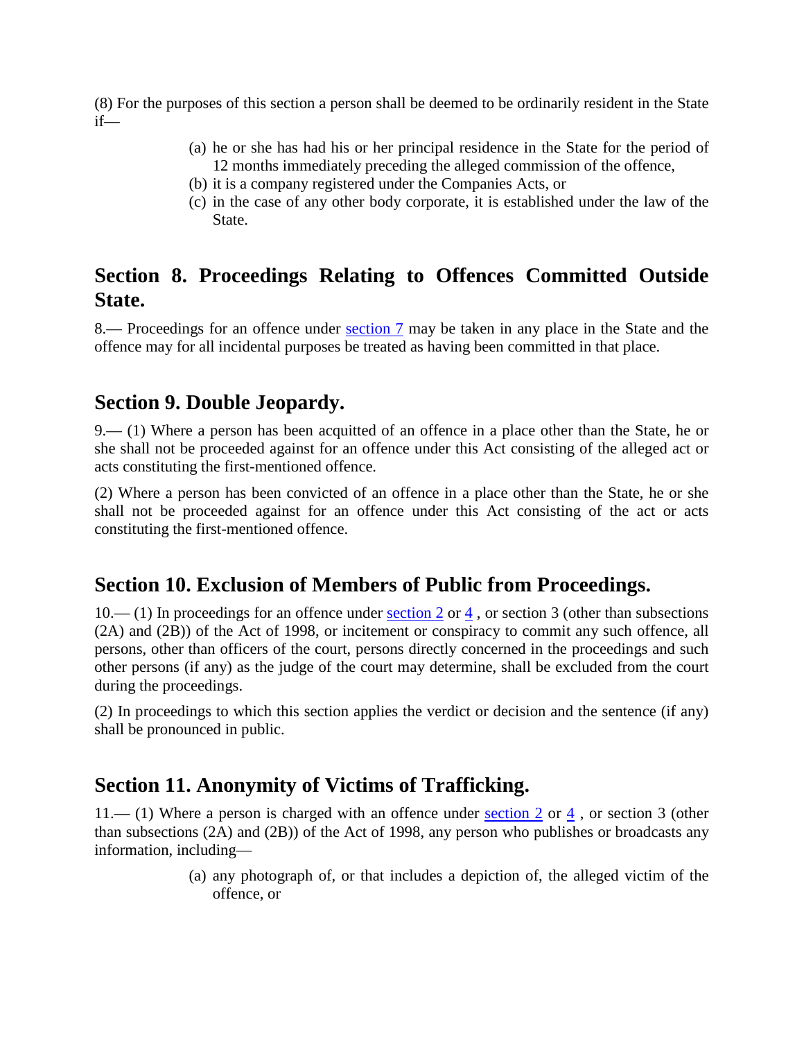(8) For the purposes of this section a person shall be deemed to be ordinarily resident in the State if—

- (a) he or she has had his or her principal residence in the State for the period of 12 months immediately preceding the alleged commission of the offence,
- (b) it is a company registered under the Companies Acts, or
- (c) in the case of any other body corporate, it is established under the law of the State.

## Section 8. Proceedings Relating to Offences Committed Outside State.

8.— Proceedings for an offence under section 7 may be taken in any place in the State and the offence may for all incidental purposes be treated as having been committed in that place.

## Section 9. Double Jeopardy.

9.— (1) Where a person has been acquitted of an offence in a place other than the State, he or she shall not be proceeded against for an offence under this Act consisting of the alleged act or acts constituting the first-mentioned offence.

(2) Where a person has been convicted of an offence in a place other than the State, he or she shall not be proceeded against for an offence under this Act consisting of the act or acts constituting the first-mentioned offence.

## Section 10. Exclusion of Members of Public from Proceedings.

10.— (1) In proceedings for an offence under section 2 or 4 , or section 3 (other than subsections (2A) and (2B)) of the Act of 1998, or incitement or conspiracy to commit any such offence, all persons, other than officers of the court, persons directly concerned in the proceedings and such other persons (if any) as the judge of the court may determine, shall be excluded from the court during the proceedings.

(2) In proceedings to which this section applies the verdict or decision and the sentence (if any) shall be pronounced in public.

## Section 11. Anonymity of Victims of Trafficking.

11.— (1) Where a person is charged with an offence under section 2 or 4 , or section 3 (other than subsections (2A) and (2B)) of the Act of 1998, any person who publishes or broadcasts any information, including—

- (a) any photograph of, or that includes a depiction of, the alleged victim of the offence, or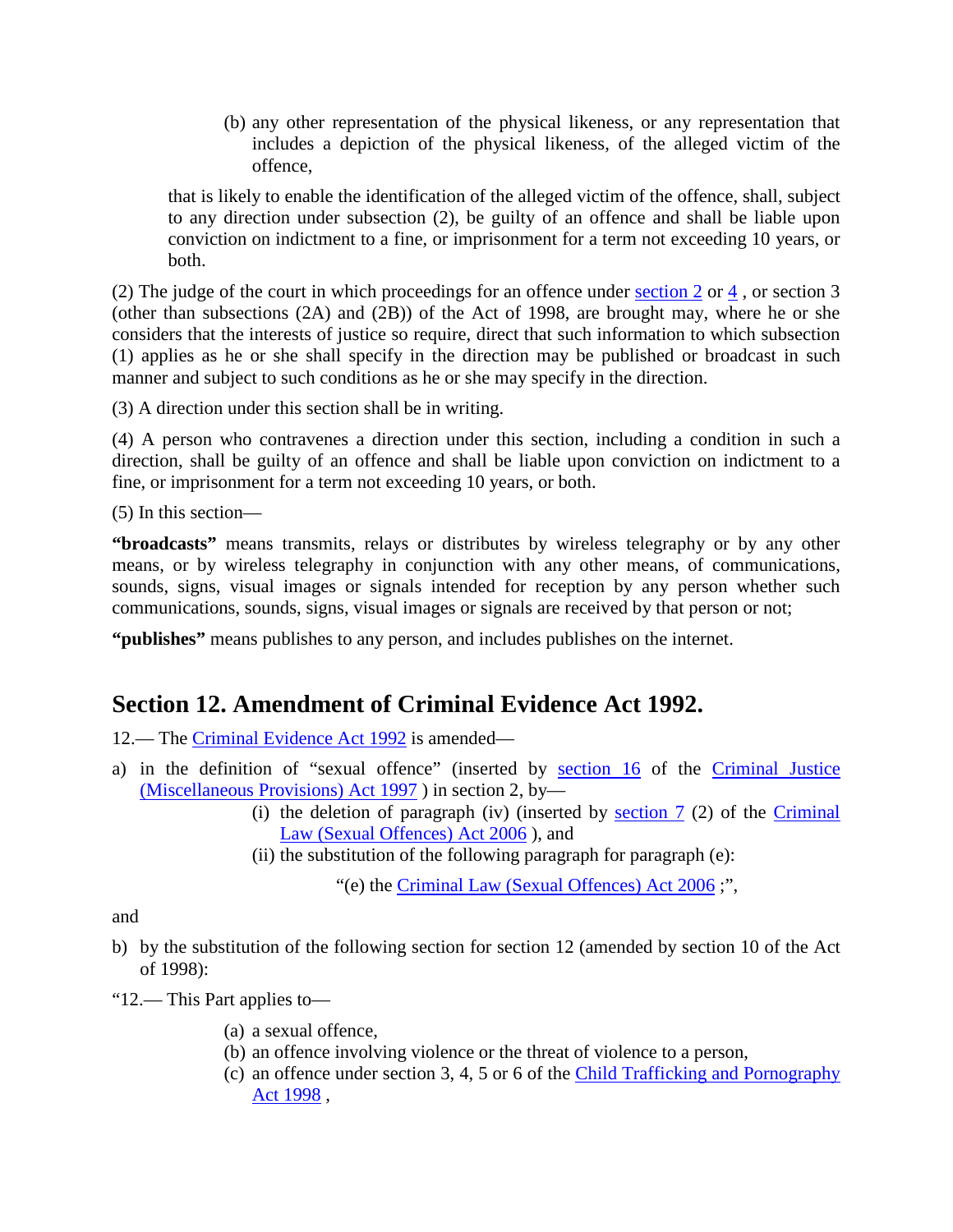(b) any other representation of the physical likeness, or any representation that includes a depiction of the physical likeness, of the alleged victim of the offence,

that is likely to enable the identification of the alleged victim of the offence, shall, subject to any direction under subsection (2), be guilty of an offence and shall be liable upon conviction on indictment to a fine, or imprisonment for a term not exceeding 10 years, or both.

(2) The judge of the court in which proceedings for an offence under section 2 or 4 , or section 3 (other than subsections (2A) and (2B)) of the Act of 1998, are brought may, where he or she considers that the interests of justice so require, direct that such information to which subsection (1) applies as he or she shall specify in the direction may be published or broadcast in such manner and subject to such conditions as he or she may specify in the direction.

(3) A direction under this section shall be in writing.

(4) A person who contravenes a direction under this section, including a condition in such a direction, shall be guilty of an offence and shall be liable upon conviction on indictment to a fine, or imprisonment for a term not exceeding 10 years, or both.

(5) In this section—

**"broadcasts"** means transmits, relays or distributes by wireless telegraphy or by any other means, or by wireless telegraphy in conjunction with any other means, of communications, sounds, signs, visual images or signals intended for reception by any person whether such communications, sounds, signs, visual images or signals are received by that person or not;

**"publishes"** means publishes to any person, and includes publishes on the internet.

## Section 12. Amendment of Criminal Evidence Act 1992.

12.— The Criminal Evidence Act 1992 is amended—

a) in the definition of "sexual offence" (inserted by section 16 of the Criminal Justice (Miscellaneous Provisions) Act 1997 ) in section 2, by—
   - (i) the deletion of paragraph (iv) (inserted by section 7 (2) of the Criminal Law (Sexual Offences) Act 2006 ), and
   - (ii) the substitution of the following paragraph for paragraph (e):

     "(e) the Criminal Law (Sexual Offences) Act 2006 ;",

and

b) by the substitution of the following section for section 12 (amended by section 10 of the Act of 1998):

"12.— This Part applies to—

- (a) a sexual offence,
- (b) an offence involving violence or the threat of violence to a person,
- (c) an offence under section 3, 4, 5 or 6 of the Child Trafficking and Pornography Act 1998 ,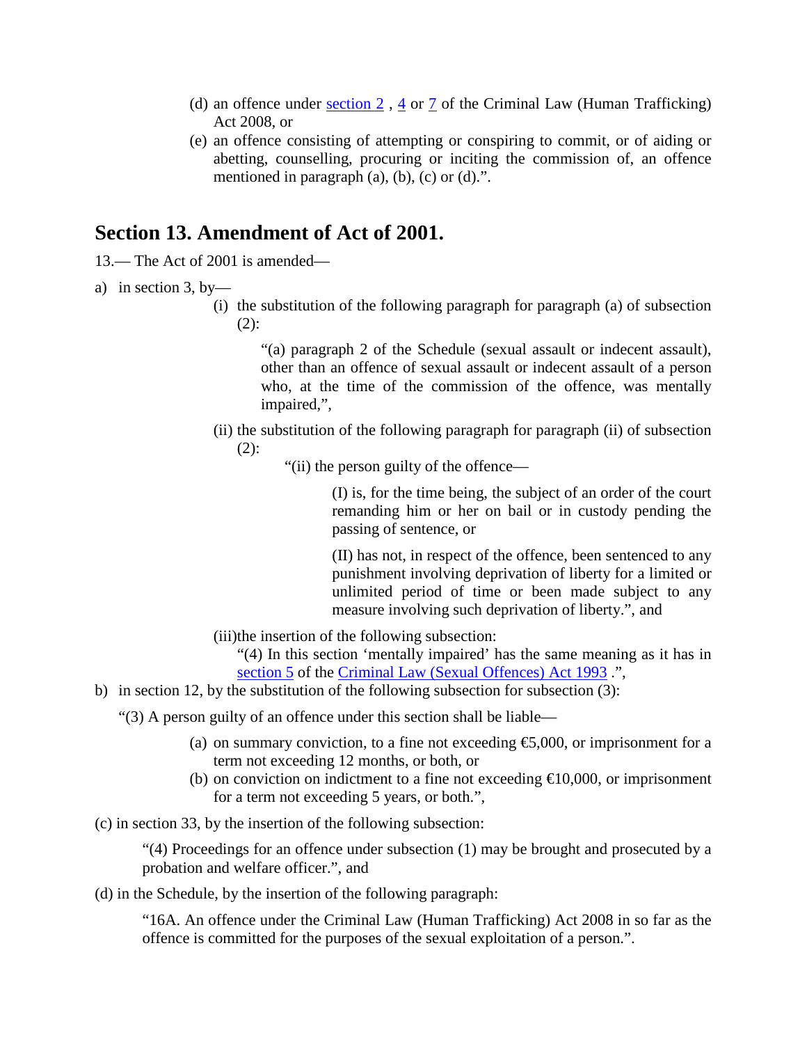(d) an offence under section 2 , 4 or 7 of the Criminal Law (Human Trafficking) Act 2008, or

(e) an offence consisting of attempting or conspiring to commit, or of aiding or abetting, counselling, procuring or inciting the commission of, an offence mentioned in paragraph (a), (b), (c) or (d).".

## Section 13. Amendment of Act of 2001.

13.— The Act of 2001 is amended—

a) in section 3, by—

(i) the substitution of the following paragraph for paragraph (a) of subsection (2):

"(a) paragraph 2 of the Schedule (sexual assault or indecent assault), other than an offence of sexual assault or indecent assault of a person who, at the time of the commission of the offence, was mentally impaired,",

(ii) the substitution of the following paragraph for paragraph (ii) of subsection (2):

"(ii) the person guilty of the offence—

(I) is, for the time being, the subject of an order of the court remanding him or her on bail or in custody pending the passing of sentence, or

(II) has not, in respect of the offence, been sentenced to any punishment involving deprivation of liberty for a limited or unlimited period of time or been made subject to any measure involving such deprivation of liberty.", and

(iii)the insertion of the following subsection:

"(4) In this section 'mentally impaired' has the same meaning as it has in section 5 of the Criminal Law (Sexual Offences) Act 1993 .",

b) in section 12, by the substitution of the following subsection for subsection (3):

"(3) A person guilty of an offence under this section shall be liable—

(a) on summary conviction, to a fine not exceeding €5,000, or imprisonment for a term not exceeding 12 months, or both, or

(b) on conviction on indictment to a fine not exceeding €10,000, or imprisonment for a term not exceeding 5 years, or both.",

(c) in section 33, by the insertion of the following subsection:

"(4) Proceedings for an offence under subsection (1) may be brought and prosecuted by a probation and welfare officer.", and

(d) in the Schedule, by the insertion of the following paragraph:

"16A. An offence under the Criminal Law (Human Trafficking) Act 2008 in so far as the offence is committed for the purposes of the sexual exploitation of a person.".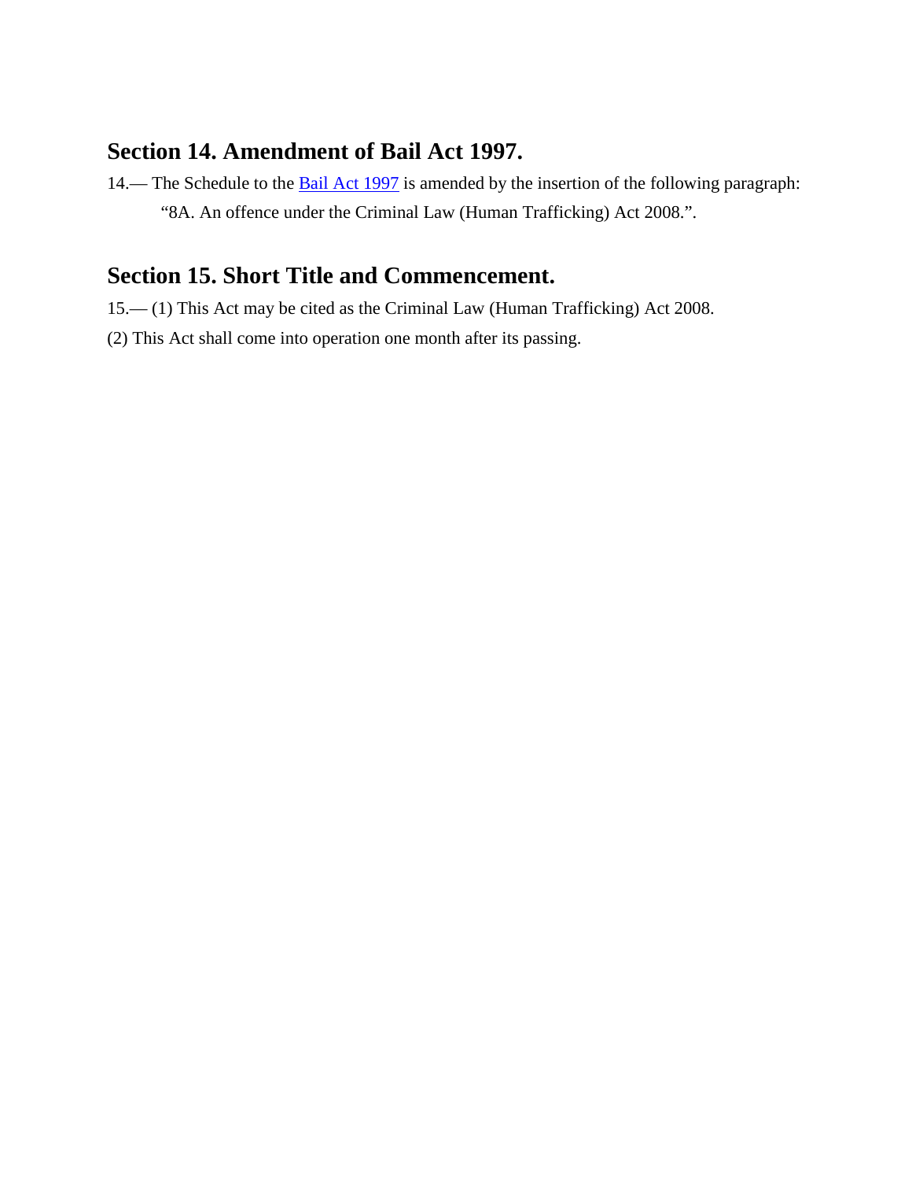## Section 14. Amendment of Bail Act 1997.

14.— The Schedule to the Bail Act 1997 is amended by the insertion of the following paragraph:

> "8A. An offence under the Criminal Law (Human Trafficking) Act 2008.".

## Section 15. Short Title and Commencement.

15.— (1) This Act may be cited as the Criminal Law (Human Trafficking) Act 2008.

(2) This Act shall come into operation one month after its passing.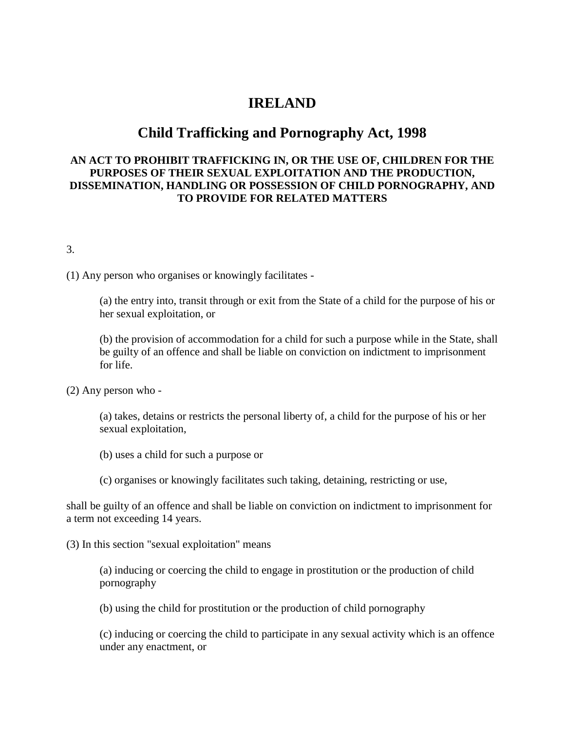# IRELAND

## Child Trafficking and Pornography Act, 1998

### AN ACT TO PROHIBIT TRAFFICKING IN, OR THE USE OF, CHILDREN FOR THE PURPOSES OF THEIR SEXUAL EXPLOITATION AND THE PRODUCTION, DISSEMINATION, HANDLING OR POSSESSION OF CHILD PORNOGRAPHY, AND TO PROVIDE FOR RELATED MATTERS

3.

(1) Any person who organises or knowingly facilitates -

> (a) the entry into, transit through or exit from the State of a child for the purpose of his or her sexual exploitation, or
>
> (b) the provision of accommodation for a child for such a purpose while in the State, shall be guilty of an offence and shall be liable on conviction on indictment to imprisonment for life.

(2) Any person who -

> (a) takes, detains or restricts the personal liberty of, a child for the purpose of his or her sexual exploitation,
>
> (b) uses a child for such a purpose or
>
> (c) organises or knowingly facilitates such taking, detaining, restricting or use,

shall be guilty of an offence and shall be liable on conviction on indictment to imprisonment for a term not exceeding 14 years.

(3) In this section "sexual exploitation" means

> (a) inducing or coercing the child to engage in prostitution or the production of child pornography
>
> (b) using the child for prostitution or the production of child pornography
>
> (c) inducing or coercing the child to participate in any sexual activity which is an offence under any enactment, or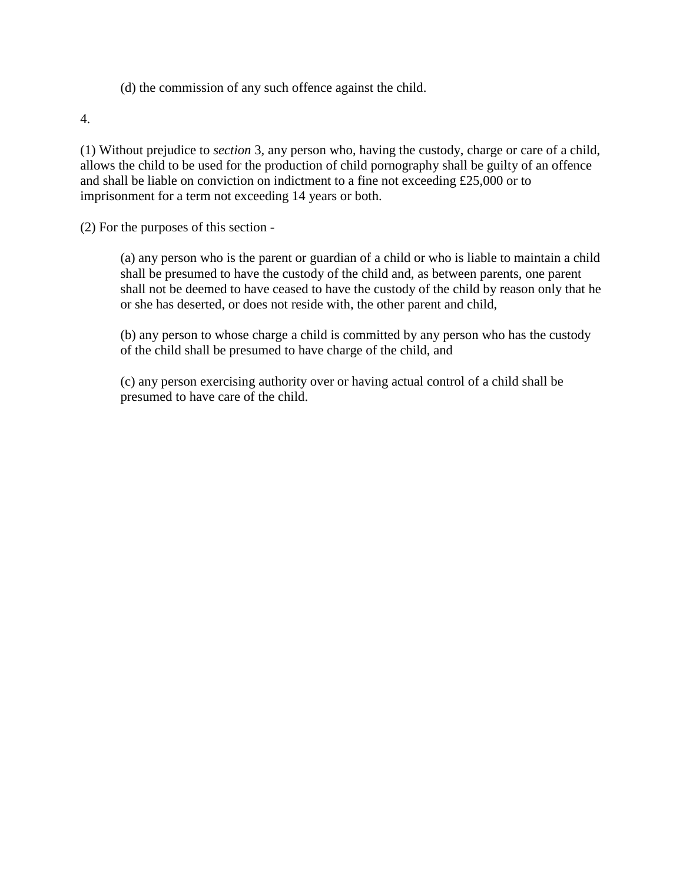(d) the commission of any such offence against the child.

4.

(1) Without prejudice to *section* 3, any person who, having the custody, charge or care of a child, allows the child to be used for the production of child pornography shall be guilty of an offence and shall be liable on conviction on indictment to a fine not exceeding £25,000 or to imprisonment for a term not exceeding 14 years or both.

(2) For the purposes of this section -

(a) any person who is the parent or guardian of a child or who is liable to maintain a child shall be presumed to have the custody of the child and, as between parents, one parent shall not be deemed to have ceased to have the custody of the child by reason only that he or she has deserted, or does not reside with, the other parent and child,

(b) any person to whose charge a child is committed by any person who has the custody of the child shall be presumed to have charge of the child, and

(c) any person exercising authority over or having actual control of a child shall be presumed to have care of the child.